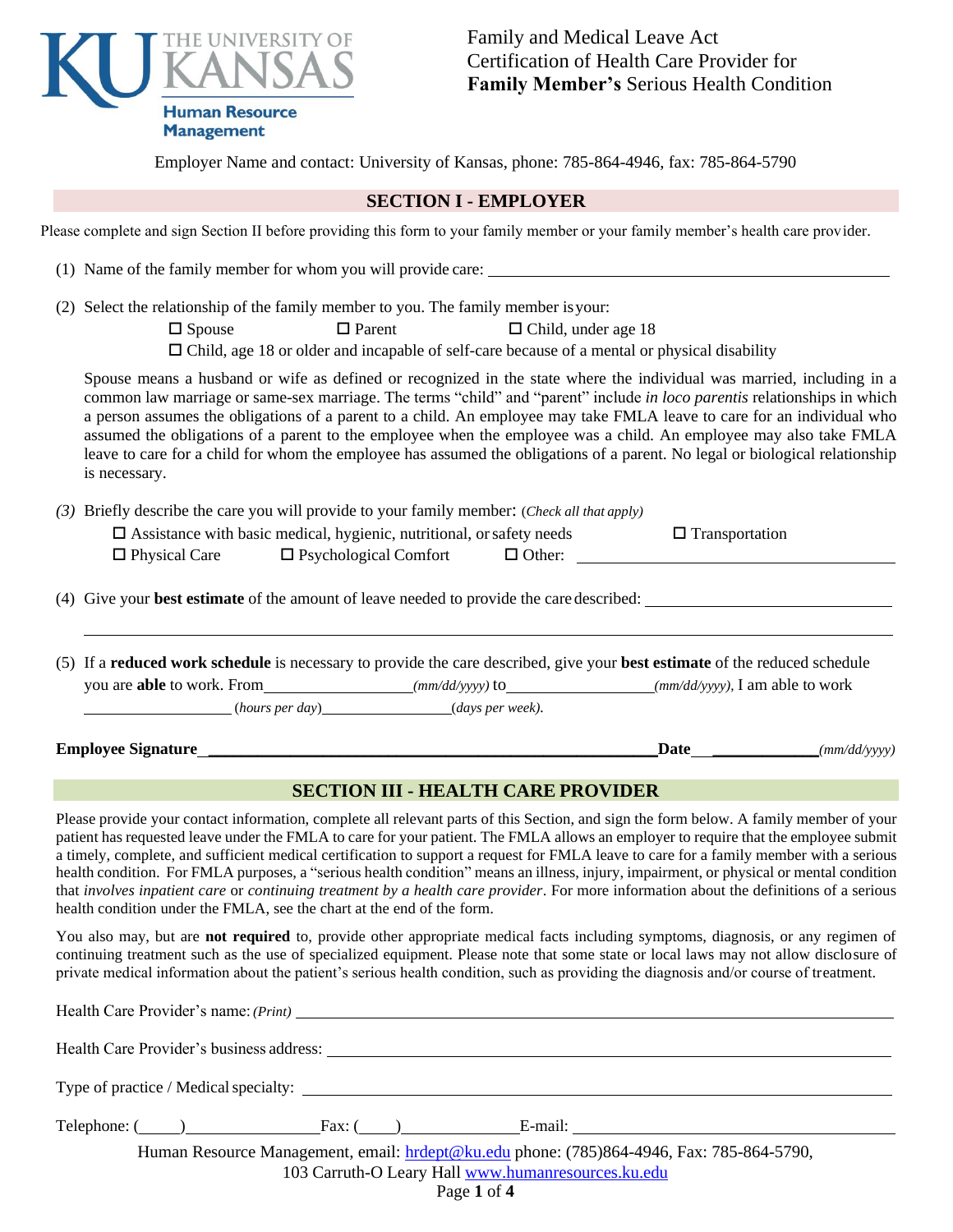THE UNIVERSITY OF KANSAS
Human Resource Management

Family and Medical Leave Act
Certification of Health Care Provider for
**Family Member's** Serious Health Condition

Employer Name and contact: University of Kansas, phone: 785-864-4946, fax: 785-864-5790

## SECTION I - EMPLOYER

Please complete and sign Section II before providing this form to your family member or your family member's health care provider.

(1) Name of the family member for whom you will provide care: ______________________________

(2) Select the relationship of the family member to you. The family member is your:

☐ Spouse ☐ Parent ☐ Child, under age 18
☐ Child, age 18 or older and incapable of self-care because of a mental or physical disability

Spouse means a husband or wife as defined or recognized in the state where the individual was married, including in a common law marriage or same-sex marriage. The terms "child" and "parent" include *in loco parentis* relationships in which a person assumes the obligations of a parent to a child. An employee may take FMLA leave to care for an individual who assumed the obligations of a parent to the employee when the employee was a child. An employee may also take FMLA leave to care for a child for whom the employee has assumed the obligations of a parent. No legal or biological relationship is necessary.

*(3)* Briefly describe the care you will provide to your family member: (*Check all that apply)*

☐ Assistance with basic medical, hygienic, nutritional, or safety needs ☐ Transportation
☐ Physical Care ☐ Psychological Comfort ☐ Other: ______________________________

(4) Give your **best estimate** of the amount of leave needed to provide the care described: ______________________________

______________________________________________________________________

(5) If a **reduced work schedule** is necessary to provide the care described, give your **best estimate** of the reduced schedule you are **able** to work. From ________________ *(mm/dd/yyyy)* to ________________ *(mm/dd/yyyy)*, I am able to work ________________ (*hours per day*) ________________ (*days per week*).

**Employee Signature** ______________________________ **Date** ____________ *(mm/dd/yyyy)*

## SECTION III - HEALTH CARE PROVIDER

Please provide your contact information, complete all relevant parts of this Section, and sign the form below. A family member of your patient has requested leave under the FMLA to care for your patient. The FMLA allows an employer to require that the employee submit a timely, complete, and sufficient medical certification to support a request for FMLA leave to care for a family member with a serious health condition. For FMLA purposes, a "serious health condition" means an illness, injury, impairment, or physical or mental condition that *involves inpatient care* or *continuing treatment by a health care provider*. For more information about the definitions of a serious health condition under the FMLA, see the chart at the end of the form.

You also may, but are **not required** to, provide other appropriate medical facts including symptoms, diagnosis, or any regimen of continuing treatment such as the use of specialized equipment. Please note that some state or local laws may not allow disclosure of private medical information about the patient's serious health condition, such as providing the diagnosis and/or course of treatment.

Health Care Provider's name: *(Print)* ______________________________

Health Care Provider's business address: ______________________________

Type of practice / Medical specialty: ______________________________

Telephone: (____) ______________ Fax: (____) ______________ E-mail: ______________________________

Human Resource Management, email: hrdept@ku.edu phone: (785)864-4946, Fax: 785-864-5790,
103 Carruth-O Leary Hall www.humanresources.ku.edu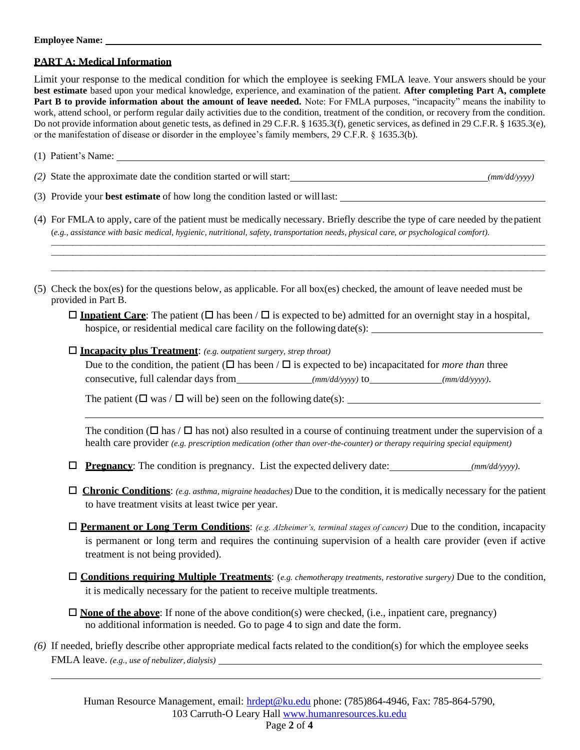**Employee Name:** ______________________________________________

## PART A: Medical Information

Limit your response to the medical condition for which the employee is seeking FMLA leave. Your answers should be your **best estimate** based upon your medical knowledge, experience, and examination of the patient. **After completing Part A, complete Part B to provide information about the amount of leave needed.** Note: For FMLA purposes, "incapacity" means the inability to work, attend school, or perform regular daily activities due to the condition, treatment of the condition, or recovery from the condition. Do not provide information about genetic tests, as defined in 29 C.F.R. § 1635.3(f), genetic services, as defined in 29 C.F.R. § 1635.3(e), or the manifestation of disease or disorder in the employee's family members, 29 C.F.R. § 1635.3(b).

(1) Patient's Name: ______________________________________________

*(2)* State the approximate date the condition started or will start: ______________________ *(mm/dd/yyyy)*

(3) Provide your **best estimate** of how long the condition lasted or will last: ______________________

(4) For FMLA to apply, care of the patient must be medically necessary. Briefly describe the type of care needed by the patient (*e.g., assistance with basic medical, hygienic, nutritional, safety, transportation needs, physical care, or psychological comfort).*

______________________________________________

______________________________________________

______________________________________________

(5) Check the box(es) for the questions below, as applicable. For all box(es) checked, the amount of leave needed must be provided in Part B.

☐ **Inpatient Care**: The patient (☐ has been / ☐ is expected to be) admitted for an overnight stay in a hospital, hospice, or residential medical care facility on the following date(s): ______________________

☐ **Incapacity plus Treatment**: *(e.g. outpatient surgery, strep throat)*

Due to the condition, the patient (☐ has been / ☐ is expected to be) incapacitated for *more than* three consecutive, full calendar days from ______________ *(mm/dd/yyyy)* to ______________ *(mm/dd/yyyy)*.

The patient (☐ was / ☐ will be) seen on the following date(s): ______________________

______________________________________________

The condition (☐ has / ☐ has not) also resulted in a course of continuing treatment under the supervision of a health care provider *(e.g. prescription medication (other than over-the-counter) or therapy requiring special equipment)*

☐ **Pregnancy**: The condition is pregnancy. List the expected delivery date: ______________ *(mm/dd/yyyy)*.

☐ **Chronic Conditions**: *(e.g. asthma, migraine headaches)* Due to the condition, it is medically necessary for the patient to have treatment visits at least twice per year.

☐ **Permanent or Long Term Conditions**: *(e.g. Alzheimer's, terminal stages of cancer)* Due to the condition, incapacity is permanent or long term and requires the continuing supervision of a health care provider (even if active treatment is not being provided).

☐ **Conditions requiring Multiple Treatments**: (*e.g. chemotherapy treatments, restorative surgery)* Due to the condition, it is medically necessary for the patient to receive multiple treatments.

☐ **None of the above**: If none of the above condition(s) were checked, (i.e., inpatient care, pregnancy) no additional information is needed. Go to page 4 to sign and date the form.

*(6)* If needed, briefly describe other appropriate medical facts related to the condition(s) for which the employee seeks FMLA leave. *(e.g., use of nebulizer, dialysis)* ______________________

______________________________________________

Human Resource Management, email: hrdept@ku.edu phone: (785)864-4946, Fax: 785-864-5790, 103 Carruth-O Leary Hall www.humanresources.ku.edu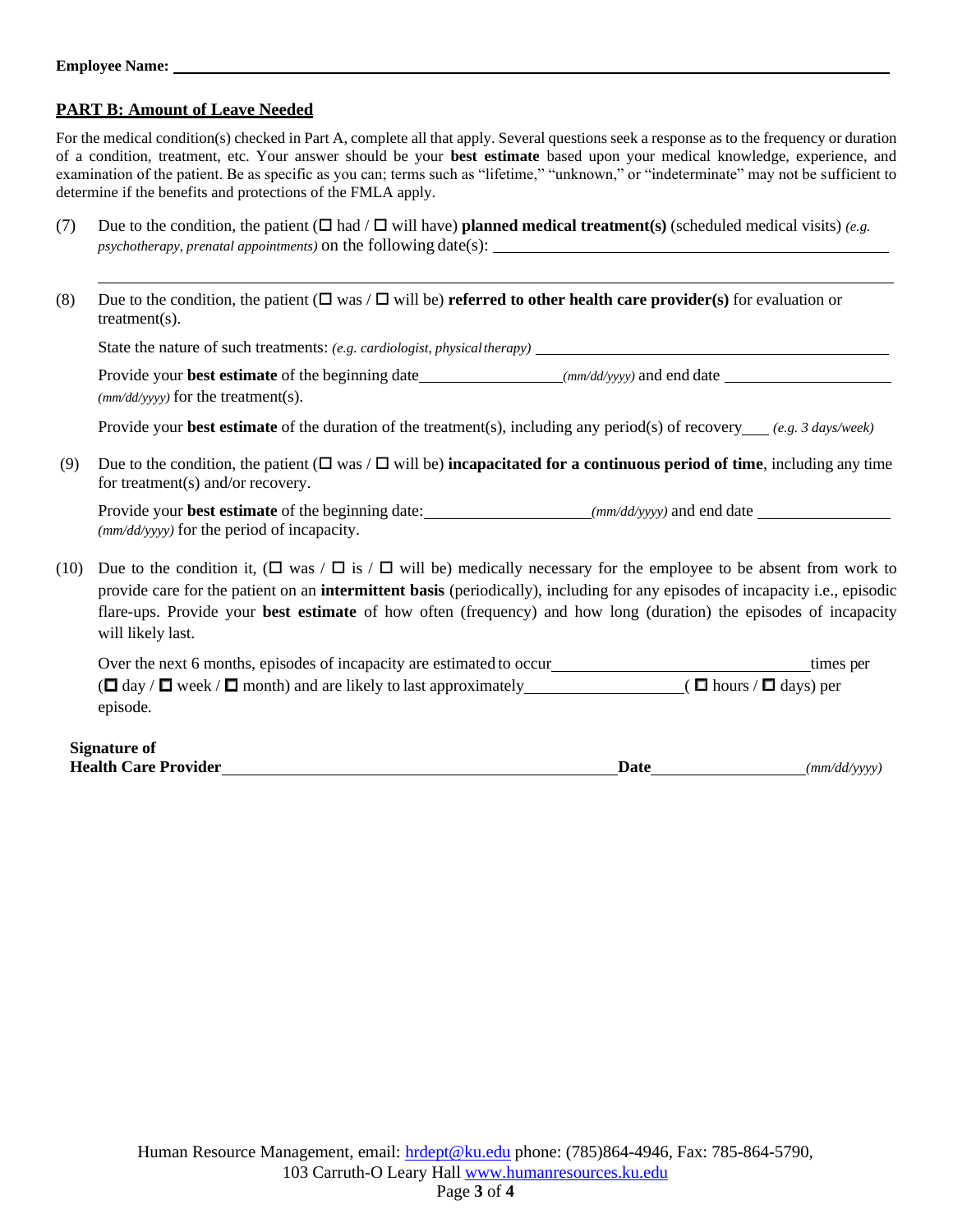**Employee Name:** ______________________________________________

## PART B: Amount of Leave Needed

For the medical condition(s) checked in Part A, complete all that apply. Several questions seek a response as to the frequency or duration of a condition, treatment, etc. Your answer should be your **best estimate** based upon your medical knowledge, experience, and examination of the patient. Be as specific as you can; terms such as "lifetime," "unknown," or "indeterminate" may not be sufficient to determine if the benefits and protections of the FMLA apply.

(7) Due to the condition, the patient (☐ had / ☐ will have) **planned medical treatment(s)** (scheduled medical visits) *(e.g. psychotherapy, prenatal appointments)* on the following date(s): ______________________________

______________________________________________

(8) Due to the condition, the patient (☐ was / ☐ will be) **referred to other health care provider(s)** for evaluation or treatment(s).

State the nature of such treatments: *(e.g. cardiologist, physical therapy)* ______________________________

Provide your **best estimate** of the beginning date________________ *(mm/dd/yyyy)* and end date ________________ *(mm/dd/yyyy)* for the treatment(s).

Provide your **best estimate** of the duration of the treatment(s), including any period(s) of recovery___ *(e.g. 3 days/week)*

(9) Due to the condition, the patient (☐ was / ☐ will be) **incapacitated for a continuous period of time**, including any time for treatment(s) and/or recovery.

Provide your **best estimate** of the beginning date:________________ *(mm/dd/yyyy)* and end date ________________ *(mm/dd/yyyy)* for the period of incapacity.

(10) Due to the condition it, (☐ was / ☐ is / ☐ will be) medically necessary for the employee to be absent from work to provide care for the patient on an **intermittent basis** (periodically), including for any episodes of incapacity i.e., episodic flare-ups. Provide your **best estimate** of how often (frequency) and how long (duration) the episodes of incapacity will likely last.

Over the next 6 months, episodes of incapacity are estimated to occur________________________ times per (☐ day / ☐ week / ☐ month) and are likely to last approximately________________ ( ☐ hours / ☐ days) per episode.

**Signature of**
**Health Care Provider**______________________________________ **Date**________________ *(mm/dd/yyyy)*

Human Resource Management, email: hrdept@ku.edu phone: (785)864-4946, Fax: 785-864-5790, 103 Carruth-O Leary Hall www.humanresources.ku.edu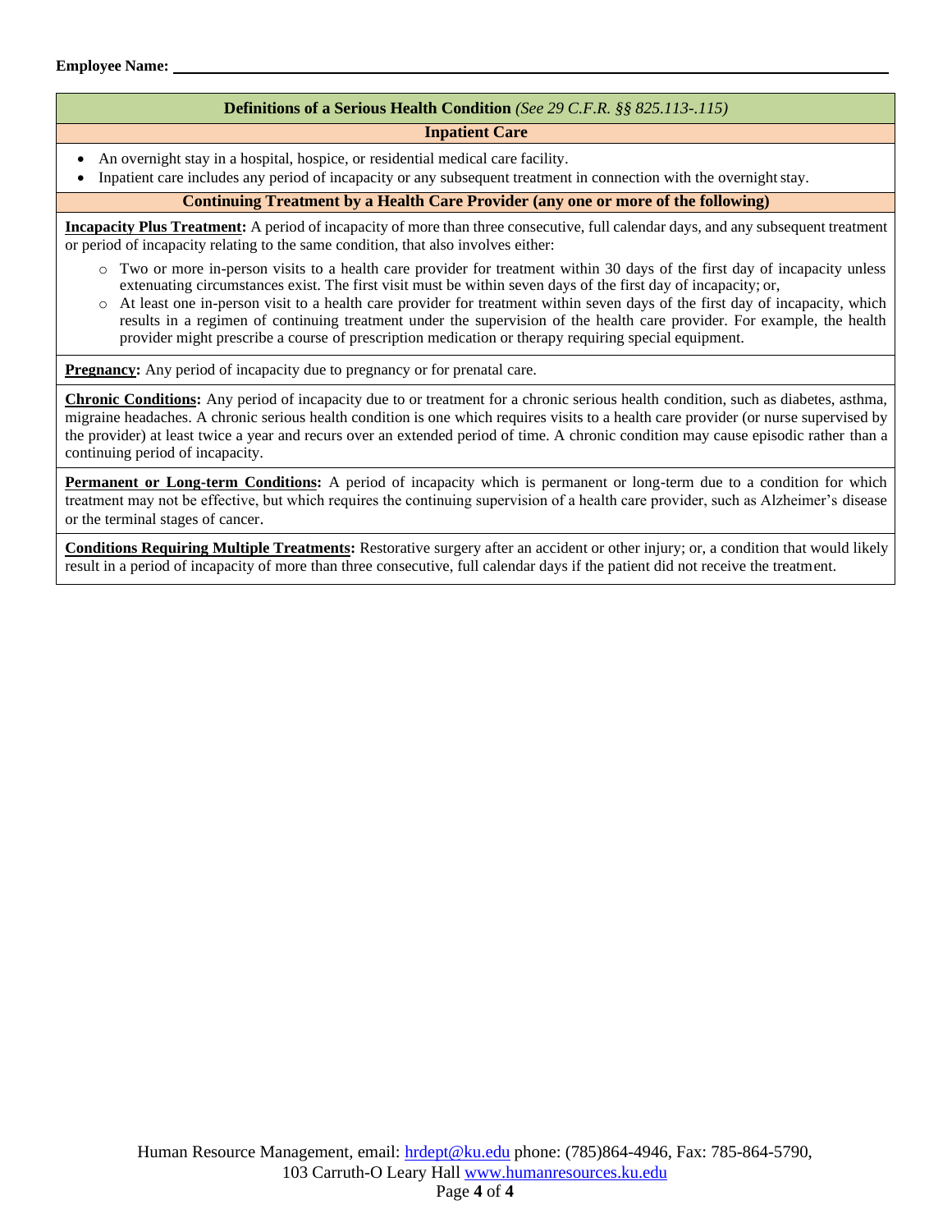**Employee Name:** ______________________________________________

## Definitions of a Serious Health Condition *(See 29 C.F.R. §§ 825.113-.115)*

### Inpatient Care

- An overnight stay in a hospital, hospice, or residential medical care facility.
- Inpatient care includes any period of incapacity or any subsequent treatment in connection with the overnight stay.

### Continuing Treatment by a Health Care Provider (any one or more of the following)

**Incapacity Plus Treatment:** A period of incapacity of more than three consecutive, full calendar days, and any subsequent treatment or period of incapacity relating to the same condition, that also involves either:

- Two or more in-person visits to a health care provider for treatment within 30 days of the first day of incapacity unless extenuating circumstances exist. The first visit must be within seven days of the first day of incapacity; or,
- At least one in-person visit to a health care provider for treatment within seven days of the first day of incapacity, which results in a regimen of continuing treatment under the supervision of the health care provider. For example, the health provider might prescribe a course of prescription medication or therapy requiring special equipment.

**Pregnancy:** Any period of incapacity due to pregnancy or for prenatal care.

**Chronic Conditions:** Any period of incapacity due to or treatment for a chronic serious health condition, such as diabetes, asthma, migraine headaches. A chronic serious health condition is one which requires visits to a health care provider (or nurse supervised by the provider) at least twice a year and recurs over an extended period of time. A chronic condition may cause episodic rather than a continuing period of incapacity.

**Permanent or Long-term Conditions:** A period of incapacity which is permanent or long-term due to a condition for which treatment may not be effective, but which requires the continuing supervision of a health care provider, such as Alzheimer's disease or the terminal stages of cancer.

**Conditions Requiring Multiple Treatments:** Restorative surgery after an accident or other injury; or, a condition that would likely result in a period of incapacity of more than three consecutive, full calendar days if the patient did not receive the treatment.

Human Resource Management, email: hrdept@ku.edu phone: (785)864-4946, Fax: 785-864-5790, 103 Carruth-O Leary Hall www.humanresources.ku.edu